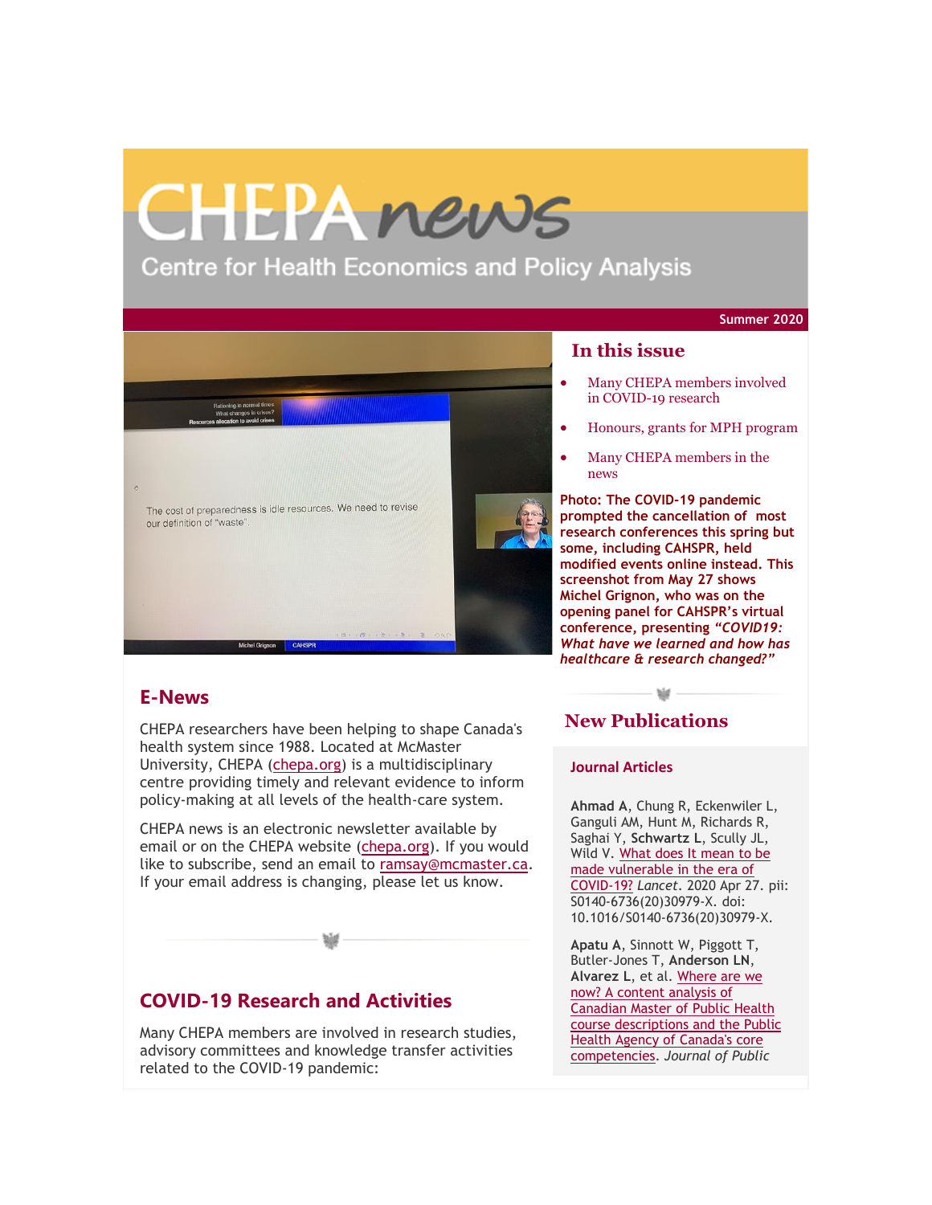# CHEPA news

Centre for Health Economics and Policy Analysis

Summer 2020

## In this issue

- Many CHEPA members involved in COVID-19 research
- Honours, grants for MPH program
- Many CHEPA members in the news

**Photo: The COVID-19 pandemic prompted the cancellation of most research conferences this spring but some, including CAHSPR, held modified events online instead. This screenshot from May 27 shows Michel Grignon, who was on the opening panel for CAHSPR's virtual conference, presenting *"COVID19: What have we learned and how has healthcare & research changed?"***

## E-News

CHEPA researchers have been helping to shape Canada's health system since 1988. Located at McMaster University, CHEPA (chepa.org) is a multidisciplinary centre providing timely and relevant evidence to inform policy-making at all levels of the health-care system.

CHEPA news is an electronic newsletter available by email or on the CHEPA website (chepa.org). If you would like to subscribe, send an email to ramsay@mcmaster.ca. If your email address is changing, please let us know.

## COVID-19 Research and Activities

Many CHEPA members are involved in research studies, advisory committees and knowledge transfer activities related to the COVID-19 pandemic:

## New Publications

### Journal Articles

**Ahmad A**, Chung R, Eckenwiler L, Ganguli AM, Hunt M, Richards R, Saghai Y, **Schwartz L**, Scully JL, Wild V. What does It mean to be made vulnerable in the era of COVID-19? *Lancet*. 2020 Apr 27. pii: S0140-6736(20)30979-X. doi: 10.1016/S0140-6736(20)30979-X.

**Apatu A**, Sinnott W, Piggott T, Butler-Jones T, **Anderson LN**, **Alvarez L**, et al. Where are we now? A content analysis of Canadian Master of Public Health course descriptions and the Public Health Agency of Canada's core competencies. *Journal of Public*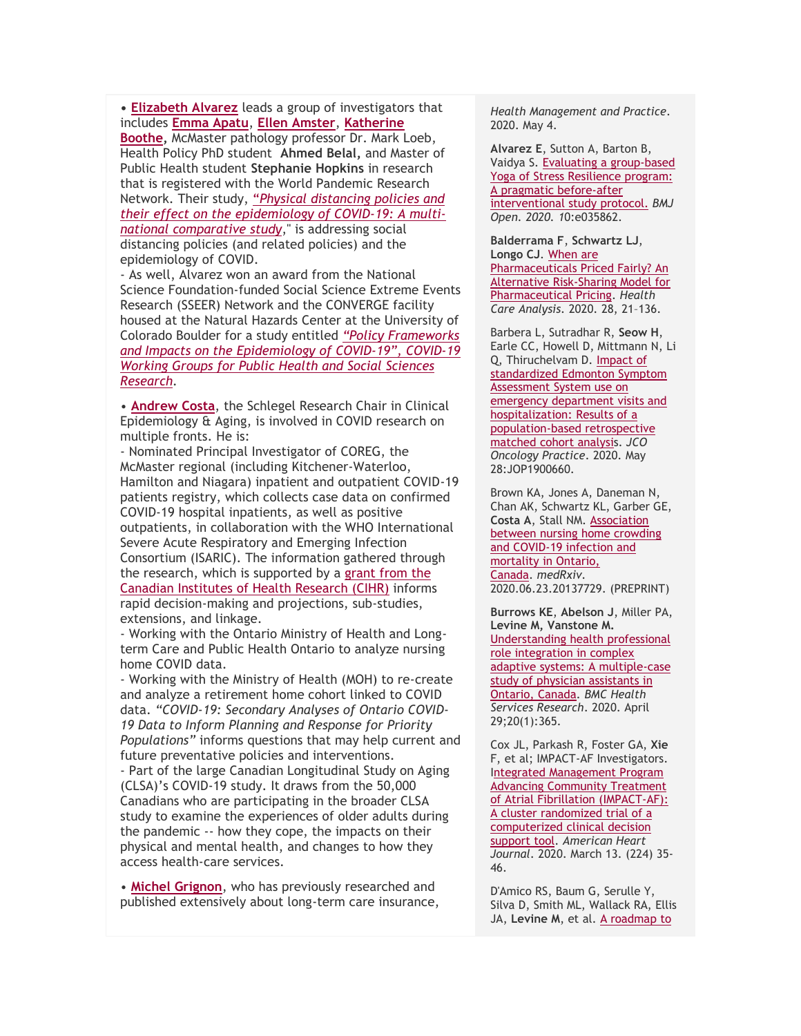• **Elizabeth Alvarez** leads a group of investigators that includes **Emma Apatu**, **Ellen Amster**, **Katherine Boothe,** McMaster pathology professor Dr. Mark Loeb, Health Policy PhD student **Ahmed Belal,** and Master of Public Health student **Stephanie Hopkins** in research that is registered with the World Pandemic Research Network. Their study, *"Physical distancing policies and their effect on the epidemiology of COVID-19: A multi-national comparative study*," is addressing social distancing policies (and related policies) and the epidemiology of COVID.
- As well, Alvarez won an award from the National Science Foundation-funded Social Science Extreme Events Research (SSEER) Network and the CONVERGE facility housed at the Natural Hazards Center at the University of Colorado Boulder for a study entitled *"Policy Frameworks and Impacts on the Epidemiology of COVID-19", COVID-19 Working Groups for Public Health and Social Sciences Research*.

• **Andrew Costa**, the Schlegel Research Chair in Clinical Epidemiology & Aging, is involved in COVID research on multiple fronts. He is:
- Nominated Principal Investigator of COREG, the McMaster regional (including Kitchener-Waterloo, Hamilton and Niagara) inpatient and outpatient COVID-19 patients registry, which collects case data on confirmed COVID-19 hospital inpatients, as well as positive outpatients, in collaboration with the WHO International Severe Acute Respiratory and Emerging Infection Consortium (ISARIC). The information gathered through the research, which is supported by a grant from the Canadian Institutes of Health Research (CIHR) informs rapid decision-making and projections, sub-studies, extensions, and linkage.
- Working with the Ontario Ministry of Health and Long-term Care and Public Health Ontario to analyze nursing home COVID data.
- Working with the Ministry of Health (MOH) to re-create and analyze a retirement home cohort linked to COVID data. *"COVID-19: Secondary Analyses of Ontario COVID-19 Data to Inform Planning and Response for Priority Populations"* informs questions that may help current and future preventative policies and interventions.
- Part of the large Canadian Longitudinal Study on Aging (CLSA)'s COVID-19 study. It draws from the 50,000 Canadians who are participating in the broader CLSA study to examine the experiences of older adults during the pandemic -- how they cope, the impacts on their physical and mental health, and changes to how they access health-care services.

• **Michel Grignon**, who has previously researched and published extensively about long-term care insurance,

*Health Management and Practice*. 2020. May 4.

**Alvarez E**, Sutton A, Barton B, Vaidya S. Evaluating a group-based Yoga of Stress Resilience program: A pragmatic before-after interventional study protocol. *BMJ Open. 2020.* 10:e035862.

**Balderrama F**, **Schwartz LJ**, **Longo CJ**. When are Pharmaceuticals Priced Fairly? An Alternative Risk-Sharing Model for Pharmaceutical Pricing. *Health Care Analysis*. 2020. 28, 21–136.

Barbera L, Sutradhar R, **Seow H**, Earle CC, Howell D, Mittmann N, Li Q, Thiruchelvam D. Impact of standardized Edmonton Symptom Assessment System use on emergency department visits and hospitalization: Results of a population-based retrospective matched cohort analysis. *JCO Oncology Practice*. 2020. May 28:JOP1900660.

Brown KA, Jones A, Daneman N, Chan AK, Schwartz KL, Garber GE, **Costa A**, Stall NM. Association between nursing home crowding and COVID-19 infection and mortality in Ontario, Canada. *medRxiv*. 2020.06.23.20137729. (PREPRINT)

**Burrows KE**, **Abelson J**, Miller PA, **Levine M, Vanstone M.** Understanding health professional role integration in complex adaptive systems: A multiple-case study of physician assistants in Ontario, Canada. *BMC Health Services Research*. 2020. April 29;20(1):365.

Cox JL, Parkash R, Foster GA, **Xie** F, et al; IMPACT-AF Investigators. Integrated Management Program Advancing Community Treatment of Atrial Fibrillation (IMPACT-AF): A cluster randomized trial of a computerized clinical decision support tool. *American Heart Journal*. 2020. March 13. (224) 35-46.

D'Amico RS, Baum G, Serulle Y, Silva D, Smith ML, Wallack RA, Ellis JA, **Levine M**, et al. A roadmap to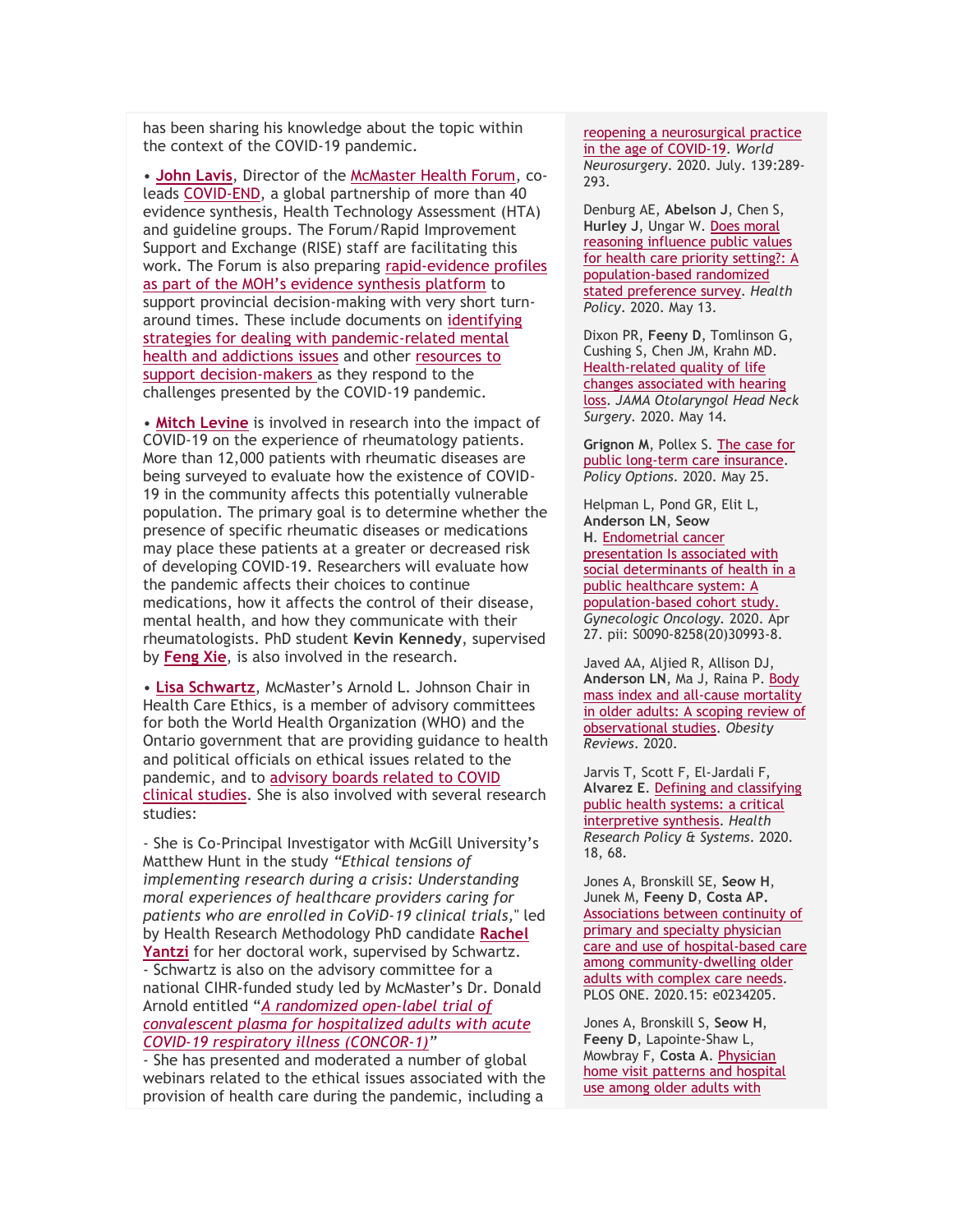has been sharing his knowledge about the topic within the context of the COVID-19 pandemic.

• **John Lavis**, Director of the McMaster Health Forum, co-leads COVID-END, a global partnership of more than 40 evidence synthesis, Health Technology Assessment (HTA) and guideline groups. The Forum/Rapid Improvement Support and Exchange (RISE) staff are facilitating this work. The Forum is also preparing rapid-evidence profiles as part of the MOH's evidence synthesis platform to support provincial decision-making with very short turn-around times. These include documents on identifying strategies for dealing with pandemic-related mental health and addictions issues and other resources to support decision-makers as they respond to the challenges presented by the COVID-19 pandemic.

• **Mitch Levine** is involved in research into the impact of COVID-19 on the experience of rheumatology patients. More than 12,000 patients with rheumatic diseases are being surveyed to evaluate how the existence of COVID-19 in the community affects this potentially vulnerable population. The primary goal is to determine whether the presence of specific rheumatic diseases or medications may place these patients at a greater or decreased risk of developing COVID-19. Researchers will evaluate how the pandemic affects their choices to continue medications, how it affects the control of their disease, mental health, and how they communicate with their rheumatologists. PhD student **Kevin Kennedy**, supervised by **Feng Xie**, is also involved in the research.

• **Lisa Schwartz**, McMaster's Arnold L. Johnson Chair in Health Care Ethics, is a member of advisory committees for both the World Health Organization (WHO) and the Ontario government that are providing guidance to health and political officials on ethical issues related to the pandemic, and to advisory boards related to COVID clinical studies. She is also involved with several research studies:

- She is Co-Principal Investigator with McGill University's Matthew Hunt in the study *"Ethical tensions of implementing research during a crisis: Understanding moral experiences of healthcare providers caring for patients who are enrolled in CoViD-19 clinical trials,"* led by Health Research Methodology PhD candidate **Rachel Yantzi** for her doctoral work, supervised by Schwartz.
- Schwartz is also on the advisory committee for a national CIHR-funded study led by McMaster's Dr. Donald Arnold entitled *"A randomized open-label trial of convalescent plasma for hospitalized adults with acute COVID-19 respiratory illness (CONCOR-1)"*
- She has presented and moderated a number of global webinars related to the ethical issues associated with the provision of health care during the pandemic, including a

reopening a neurosurgical practice in the age of COVID-19. *World Neurosurgery*. 2020. July. 139:289-293.

Denburg AE, **Abelson J**, Chen S, **Hurley J**, Ungar W. Does moral reasoning influence public values for health care priority setting?: A population-based randomized stated preference survey. *Health Policy*. 2020. May 13.

Dixon PR, **Feeny D**, Tomlinson G, Cushing S, Chen JM, Krahn MD. Health-related quality of life changes associated with hearing loss. *JAMA Otolaryngol Head Neck Surgery*. 2020. May 14.

**Grignon M**, Pollex S. The case for public long-term care insurance. *Policy Options*. 2020. May 25.

Helpman L, Pond GR, Elit L, **Anderson LN**, **Seow H**. Endometrial cancer presentation Is associated with social determinants of health in a public healthcare system: A population-based cohort study. *Gynecologic Oncology*. 2020. Apr 27. pii: S0090-8258(20)30993-8.

Javed AA, Aljied R, Allison DJ, **Anderson LN**, Ma J, Raina P. Body mass index and all-cause mortality in older adults: A scoping review of observational studies. *Obesity Reviews*. 2020.

Jarvis T, Scott F, El-Jardali F, **Alvarez E**. Defining and classifying public health systems: a critical interpretive synthesis. *Health Research Policy & Systems*. 2020. 18, 68.

Jones A, Bronskill SE, **Seow H**, Junek M, **Feeny D**, **Costa AP.** Associations between continuity of primary and specialty physician care and use of hospital-based care among community-dwelling older adults with complex care needs. PLOS ONE. 2020.15: e0234205.

Jones A, Bronskill S, **Seow H**, **Feeny D**, Lapointe-Shaw L, Mowbray F, **Costa A**. Physician home visit patterns and hospital use among older adults with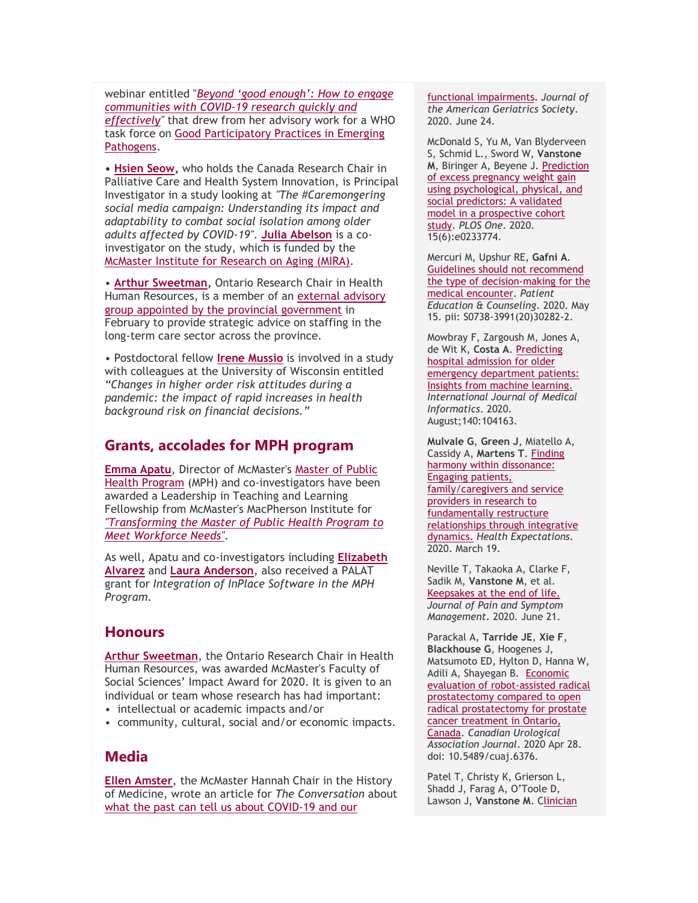webinar entitled "*Beyond 'good enough': How to engage communities with COVID-19 research quickly and effectively*" that drew from her advisory work for a WHO task force on Good Participatory Practices in Emerging Pathogens.

• **Hsien Seow**, who holds the Canada Research Chair in Palliative Care and Health System Innovation, is Principal Investigator in a study looking at *"The #Caremongering social media campaign: Understanding its impact and adaptability to combat social isolation among older adults affected by COVID-19"*. **Julia Abelson** is a co-investigator on the study, which is funded by the McMaster Institute for Research on Aging (MIRA).

• **Arthur Sweetman**, Ontario Research Chair in Health Human Resources, is a member of an external advisory group appointed by the provincial government in February to provide strategic advice on staffing in the long-term care sector across the province.

• Postdoctoral fellow **Irene Mussio** is involved in a study with colleagues at the University of Wisconsin entitled *"Changes in higher order risk attitudes during a pandemic: the impact of rapid increases in health background risk on financial decisions."*

## Grants, accolades for MPH program

**Emma Apatu**, Director of McMaster's Master of Public Health Program (MPH) and co-investigators have been awarded a Leadership in Teaching and Learning Fellowship from McMaster's MacPherson Institute for *"Transforming the Master of Public Health Program to Meet Workforce Needs"*.

As well, Apatu and co-investigators including **Elizabeth Alvarez** and **Laura Anderson**, also received a PALAT grant for *Integration of InPlace Software in the MPH Program*.

## Honours

**Arthur Sweetman**, the Ontario Research Chair in Health Human Resources, was awarded McMaster's Faculty of Social Sciences' Impact Award for 2020. It is given to an individual or team whose research has had important:

- intellectual or academic impacts and/or
- community, cultural, social and/or economic impacts.

## Media

**Ellen Amster**, the McMaster Hannah Chair in the History of Medicine, wrote an article for *The Conversation* about what the past can tell us about COVID-19 and our

functional impairments. *Journal of the American Geriatrics Society*. 2020. June 24.

McDonald S, Yu M, Van Blyderveen S, Schmid L., Sword W, **Vanstone M**, Biringer A, Beyene J. Prediction of excess pregnancy weight gain using psychological, physical, and social predictors: A validated model in a prospective cohort study. *PLOS One*. 2020. 15(6):e0233774.

Mercuri M, Upshur RE, **Gafni A**. Guidelines should not recommend the type of decision-making for the medical encounter. *Patient Education & Counseling*. 2020. May 15. pii: S0738-3991(20)30282-2.

Mowbray F, Zargoush M, Jones A, de Wit K, **Costa A**. Predicting hospital admission for older emergency department patients: Insights from machine learning. *International Journal of Medical Informatics*. 2020. August;140:104163.

**Mulvale G**, **Green J**, Miatello A, Cassidy A, **Martens T**. Finding harmony within dissonance: Engaging patients, family/caregivers and service providers in research to fundamentally restructure relationships through integrative dynamics. *Health Expectations*. 2020. March 19.

Neville T, Takaoka A, Clarke F, Sadik M, **Vanstone M**, et al. Keepsakes at the end of life. *Journal of Pain and Symptom Management*. 2020. June 21.

Parackal A, **Tarride JE**, **Xie F**, **Blackhouse G**, Hoogenes J, Matsumoto ED, Hylton D, Hanna W, Adili A, Shayegan B. Economic evaluation of robot-assisted radical prostatectomy compared to open radical prostatectomy for prostate cancer treatment in Ontario, Canada. *Canadian Urological Association Journal*. 2020 Apr 28. doi: 10.5489/cuaj.6376.

Patel T, Christy K, Grierson L, Shadd J, Farag A, O'Toole D, Lawson J, **Vanstone M**. Clinician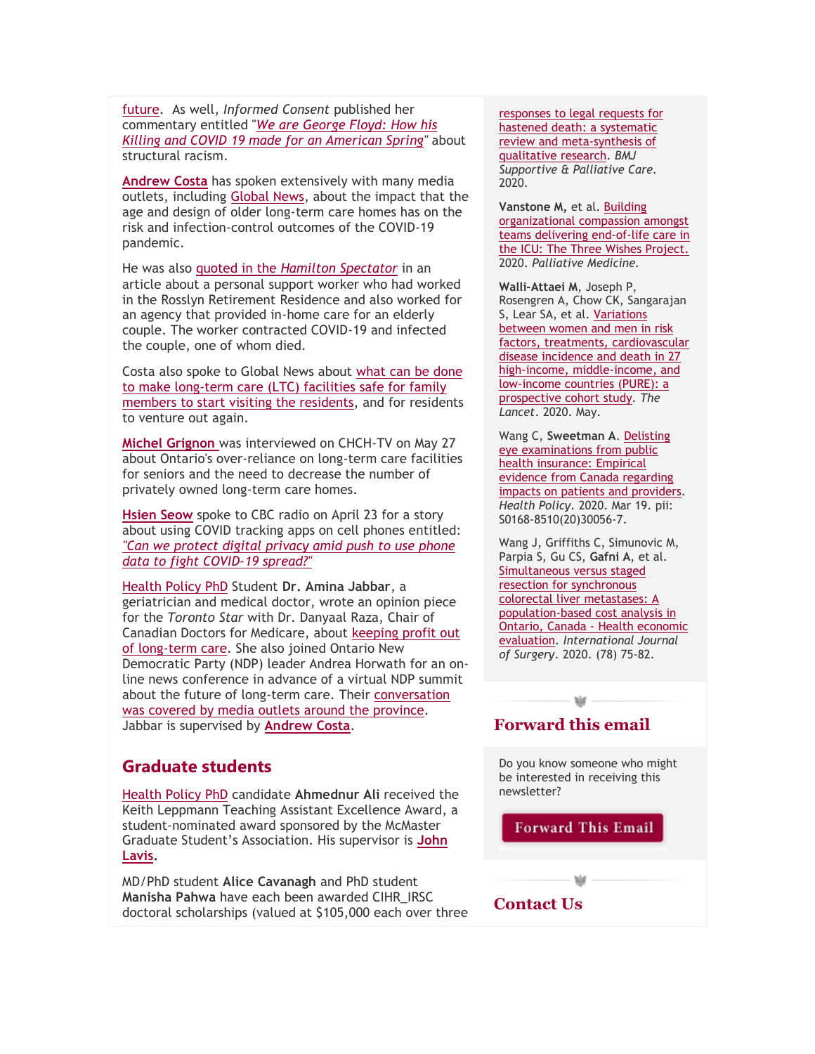future. As well, *Informed Consent* published her commentary entitled "*We are George Floyd: How his Killing and COVID 19 made for an American Spring*" about structural racism.

**Andrew Costa** has spoken extensively with many media outlets, including Global News, about the impact that the age and design of older long-term care homes has on the risk and infection-control outcomes of the COVID-19 pandemic.

He was also quoted in the *Hamilton Spectator* in an article about a personal support worker who had worked in the Rosslyn Retirement Residence and also worked for an agency that provided in-home care for an elderly couple. The worker contracted COVID-19 and infected the couple, one of whom died.

Costa also spoke to Global News about what can be done to make long-term care (LTC) facilities safe for family members to start visiting the residents, and for residents to venture out again.

**Michel Grignon** was interviewed on CHCH-TV on May 27 about Ontario's over-reliance on long-term care facilities for seniors and the need to decrease the number of privately owned long-term care homes.

**Hsien Seow** spoke to CBC radio on April 23 for a story about using COVID tracking apps on cell phones entitled: *"Can we protect digital privacy amid push to use phone data to fight COVID-19 spread?"*

Health Policy PhD Student **Dr. Amina Jabbar**, a geriatrician and medical doctor, wrote an opinion piece for the *Toronto Star* with Dr. Danyaal Raza, Chair of Canadian Doctors for Medicare, about keeping profit out of long-term care. She also joined Ontario New Democratic Party (NDP) leader Andrea Horwath for an on-line news conference in advance of a virtual NDP summit about the future of long-term care. Their conversation was covered by media outlets around the province. Jabbar is supervised by **Andrew Costa**.

## Graduate students

Health Policy PhD candidate **Ahmednur Ali** received the Keith Leppmann Teaching Assistant Excellence Award, a student-nominated award sponsored by the McMaster Graduate Student's Association. His supervisor is **John Lavis**.

MD/PhD student **Alice Cavanagh** and PhD student **Manisha Pahwa** have each been awarded CIHR_IRSC doctoral scholarships (valued at $105,000 each over three

responses to legal requests for hastened death: a systematic review and meta-synthesis of qualitative research. *BMJ Supportive & Palliative Care*. 2020.

**Vanstone M**, et al. Building organizational compassion amongst teams delivering end-of-life care in the ICU: The Three Wishes Project. 2020. *Palliative Medicine*.

**Walli-Attaei M**, Joseph P, Rosengren A, Chow CK, Sangarajan S, Lear SA, et al. Variations between women and men in risk factors, treatments, cardiovascular disease incidence and death in 27 high-income, middle-income, and low-income countries (PURE): a prospective cohort study. *The Lancet*. 2020. May.

Wang C, **Sweetman A**. Delisting eye examinations from public health insurance: Empirical evidence from Canada regarding impacts on patients and providers. *Health Policy*. 2020. Mar 19. pii: S0168-8510(20)30056-7.

Wang J, Griffiths C, Simunovic M, Parpia S, Gu CS, **Gafni A**, et al. Simultaneous versus staged resection for synchronous colorectal liver metastases: A population-based cost analysis in Ontario, Canada - Health economic evaluation. *International Journal of Surgery*. 2020. (78) 75-82.

## Forward this email

Do you know someone who might be interested in receiving this newsletter?

Forward This Email

## Contact Us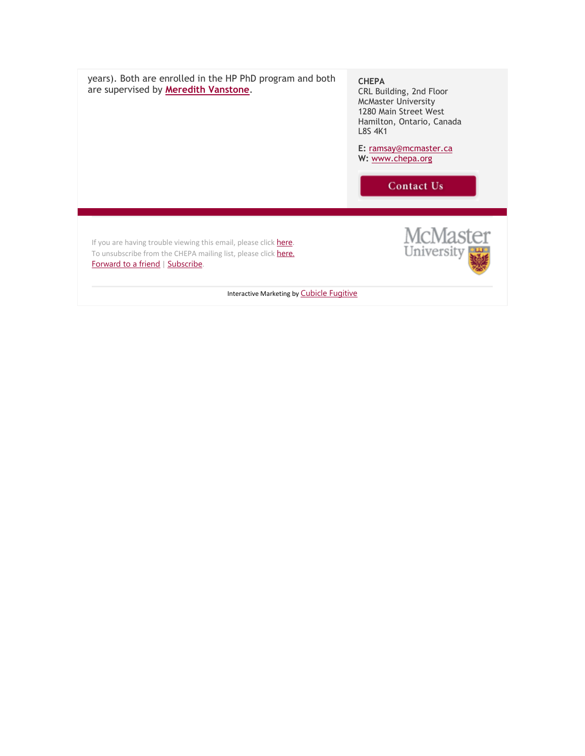years). Both are enrolled in the HP PhD program and both are supervised by **Meredith Vanstone**.

**CHEPA**
CRL Building, 2nd Floor
McMaster University
1280 Main Street West
Hamilton, Ontario, Canada
L8S 4K1

**E:** ramsay@mcmaster.ca
**W:** www.chepa.org

Contact Us

If you are having trouble viewing this email, please click here.
To unsubscribe from the CHEPA mailing list, please click here.
Forward to a friend | Subscribe.

McMaster University

Interactive Marketing by Cubicle Fugitive